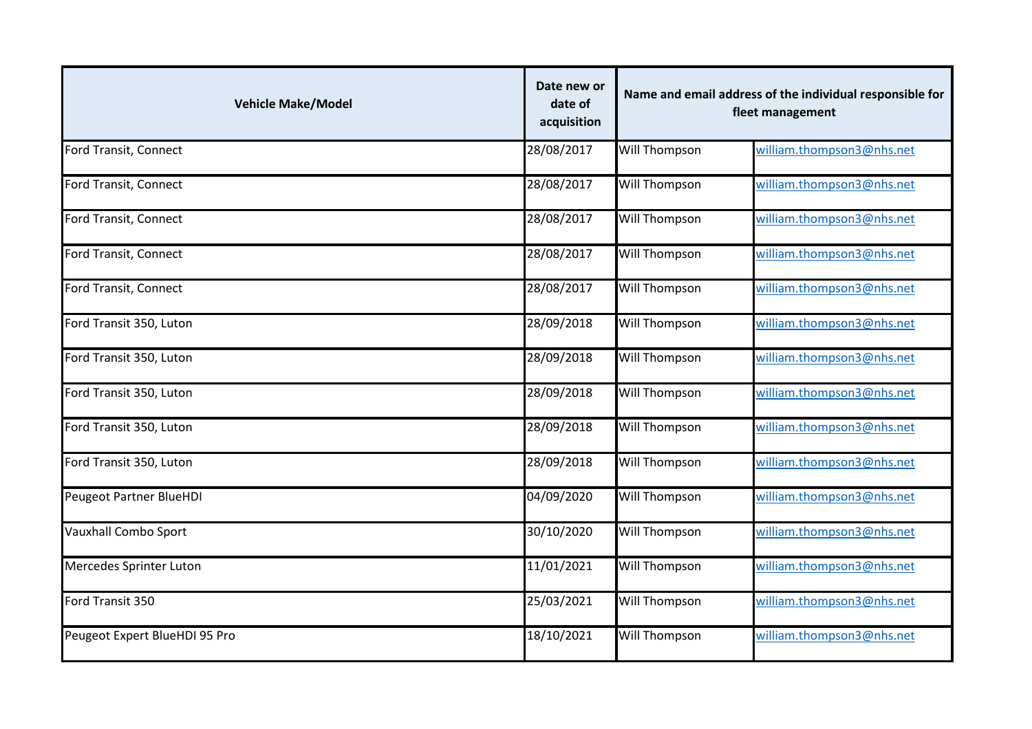| Vehicle Make/Model | Date new or date of acquisition | Name and email address of the individual responsible for fleet management | |
|---|---|---|---|
| Ford Transit, Connect | 28/08/2017 | Will Thompson | william.thompson3@nhs.net |
| Ford Transit, Connect | 28/08/2017 | Will Thompson | william.thompson3@nhs.net |
| Ford Transit, Connect | 28/08/2017 | Will Thompson | william.thompson3@nhs.net |
| Ford Transit, Connect | 28/08/2017 | Will Thompson | william.thompson3@nhs.net |
| Ford Transit, Connect | 28/08/2017 | Will Thompson | william.thompson3@nhs.net |
| Ford Transit 350, Luton | 28/09/2018 | Will Thompson | william.thompson3@nhs.net |
| Ford Transit 350, Luton | 28/09/2018 | Will Thompson | william.thompson3@nhs.net |
| Ford Transit 350, Luton | 28/09/2018 | Will Thompson | william.thompson3@nhs.net |
| Ford Transit 350, Luton | 28/09/2018 | Will Thompson | william.thompson3@nhs.net |
| Ford Transit 350, Luton | 28/09/2018 | Will Thompson | william.thompson3@nhs.net |
| Peugeot Partner BlueHDI | 04/09/2020 | Will Thompson | william.thompson3@nhs.net |
| Vauxhall Combo Sport | 30/10/2020 | Will Thompson | william.thompson3@nhs.net |
| Mercedes Sprinter Luton | 11/01/2021 | Will Thompson | william.thompson3@nhs.net |
| Ford Transit 350 | 25/03/2021 | Will Thompson | william.thompson3@nhs.net |
| Peugeot Expert BlueHDI 95 Pro | 18/10/2021 | Will Thompson | william.thompson3@nhs.net |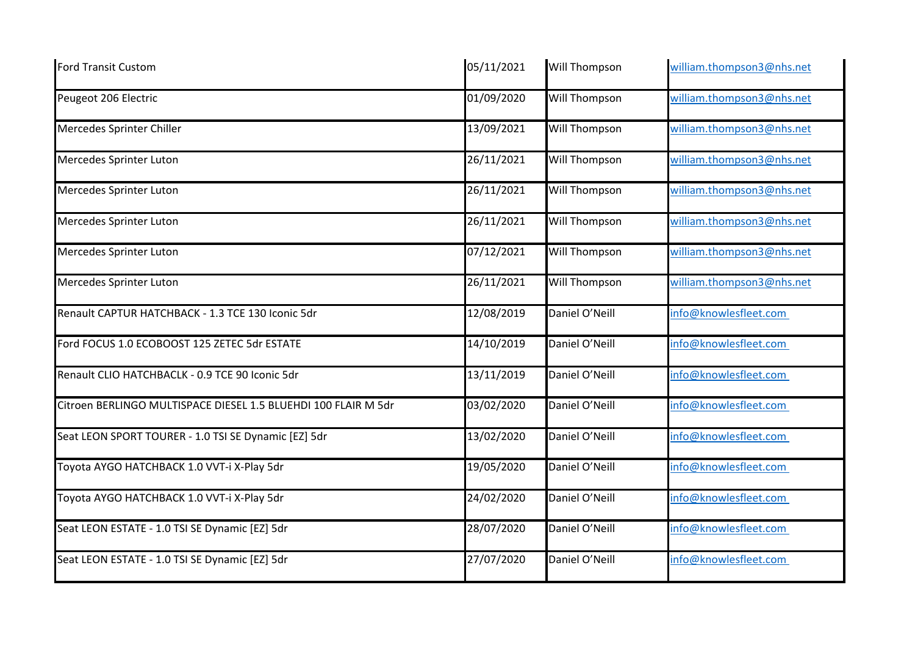| | | | |
|---|---|---|---|
| Ford Transit Custom | 05/11/2021 | Will Thompson | william.thompson3@nhs.net |
| Peugeot 206 Electric | 01/09/2020 | Will Thompson | william.thompson3@nhs.net |
| Mercedes Sprinter Chiller | 13/09/2021 | Will Thompson | william.thompson3@nhs.net |
| Mercedes Sprinter Luton | 26/11/2021 | Will Thompson | william.thompson3@nhs.net |
| Mercedes Sprinter Luton | 26/11/2021 | Will Thompson | william.thompson3@nhs.net |
| Mercedes Sprinter Luton | 26/11/2021 | Will Thompson | william.thompson3@nhs.net |
| Mercedes Sprinter Luton | 07/12/2021 | Will Thompson | william.thompson3@nhs.net |
| Mercedes Sprinter Luton | 26/11/2021 | Will Thompson | william.thompson3@nhs.net |
| Renault CAPTUR HATCHBACK - 1.3 TCE 130 Iconic 5dr | 12/08/2019 | Daniel O'Neill | info@knowlesfleet.com |
| Ford FOCUS 1.0 ECOBOOST 125 ZETEC 5dr ESTATE | 14/10/2019 | Daniel O'Neill | info@knowlesfleet.com |
| Renault CLIO HATCHBACLK - 0.9 TCE 90 Iconic 5dr | 13/11/2019 | Daniel O'Neill | info@knowlesfleet.com |
| Citroen BERLINGO MULTISPACE DIESEL 1.5 BLUEHDI 100 FLAIR M 5dr | 03/02/2020 | Daniel O'Neill | info@knowlesfleet.com |
| Seat LEON SPORT TOURER - 1.0 TSI SE Dynamic [EZ] 5dr | 13/02/2020 | Daniel O'Neill | info@knowlesfleet.com |
| Toyota AYGO HATCHBACK 1.0 VVT-i X-Play 5dr | 19/05/2020 | Daniel O'Neill | info@knowlesfleet.com |
| Toyota AYGO HATCHBACK 1.0 VVT-i X-Play 5dr | 24/02/2020 | Daniel O'Neill | info@knowlesfleet.com |
| Seat LEON ESTATE - 1.0 TSI SE Dynamic [EZ] 5dr | 28/07/2020 | Daniel O'Neill | info@knowlesfleet.com |
| Seat LEON ESTATE - 1.0 TSI SE Dynamic [EZ] 5dr | 27/07/2020 | Daniel O'Neill | info@knowlesfleet.com |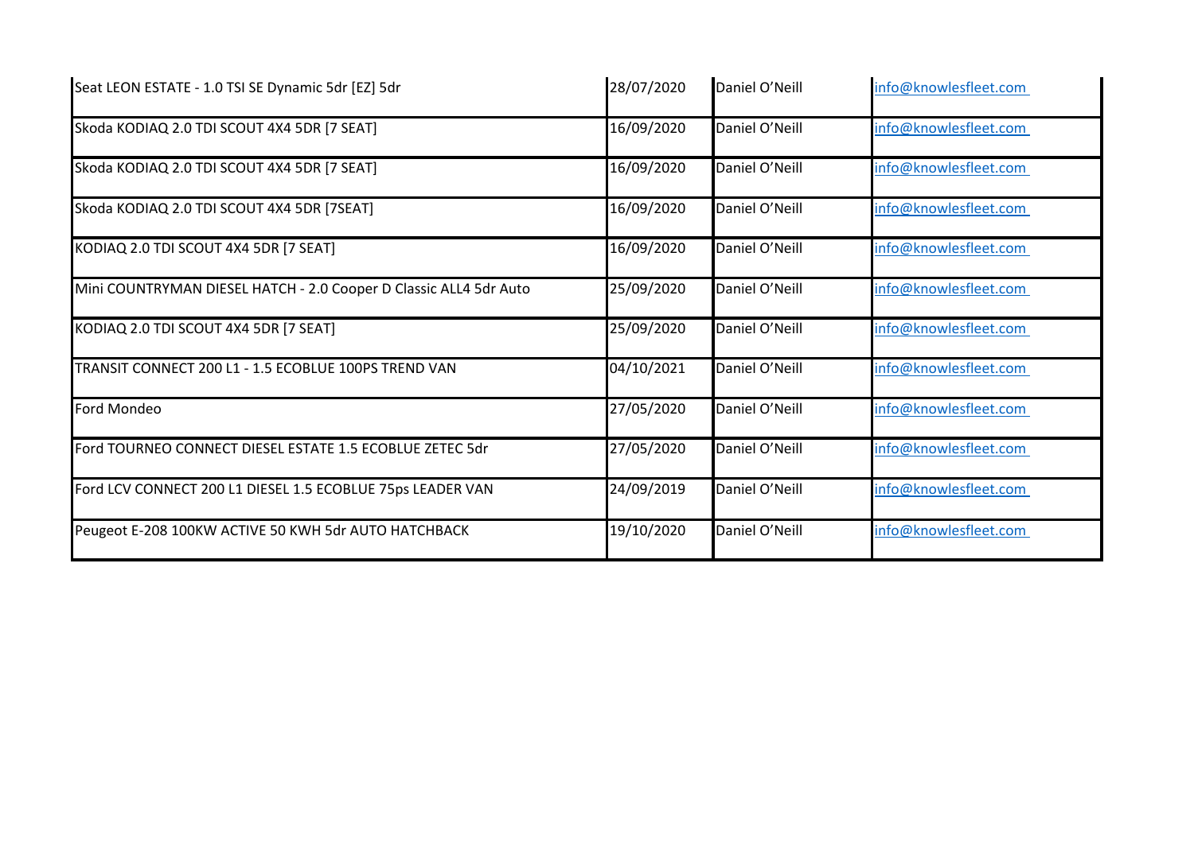| | | | |
|---|---|---|---|
| Seat LEON ESTATE - 1.0 TSI SE Dynamic 5dr [EZ] 5dr | 28/07/2020 | Daniel O’Neill | info@knowlesfleet.com |
| Skoda KODIAQ 2.0 TDI SCOUT 4X4 5DR [7 SEAT] | 16/09/2020 | Daniel O’Neill | info@knowlesfleet.com |
| Skoda KODIAQ 2.0 TDI SCOUT 4X4 5DR [7 SEAT] | 16/09/2020 | Daniel O’Neill | info@knowlesfleet.com |
| Skoda KODIAQ 2.0 TDI SCOUT 4X4 5DR [7SEAT] | 16/09/2020 | Daniel O’Neill | info@knowlesfleet.com |
| KODIAQ 2.0 TDI SCOUT 4X4 5DR [7 SEAT] | 16/09/2020 | Daniel O’Neill | info@knowlesfleet.com |
| Mini COUNTRYMAN DIESEL HATCH - 2.0 Cooper D Classic ALL4 5dr Auto | 25/09/2020 | Daniel O’Neill | info@knowlesfleet.com |
| KODIAQ 2.0 TDI SCOUT 4X4 5DR [7 SEAT] | 25/09/2020 | Daniel O’Neill | info@knowlesfleet.com |
| TRANSIT CONNECT 200 L1 - 1.5 ECOBLUE 100PS TREND VAN | 04/10/2021 | Daniel O’Neill | info@knowlesfleet.com |
| Ford Mondeo | 27/05/2020 | Daniel O’Neill | info@knowlesfleet.com |
| Ford TOURNEO CONNECT DIESEL ESTATE 1.5 ECOBLUE ZETEC 5dr | 27/05/2020 | Daniel O’Neill | info@knowlesfleet.com |
| Ford LCV CONNECT 200 L1 DIESEL 1.5 ECOBLUE 75ps LEADER VAN | 24/09/2019 | Daniel O’Neill | info@knowlesfleet.com |
| Peugeot E-208 100KW ACTIVE 50 KWH 5dr AUTO HATCHBACK | 19/10/2020 | Daniel O’Neill | info@knowlesfleet.com |